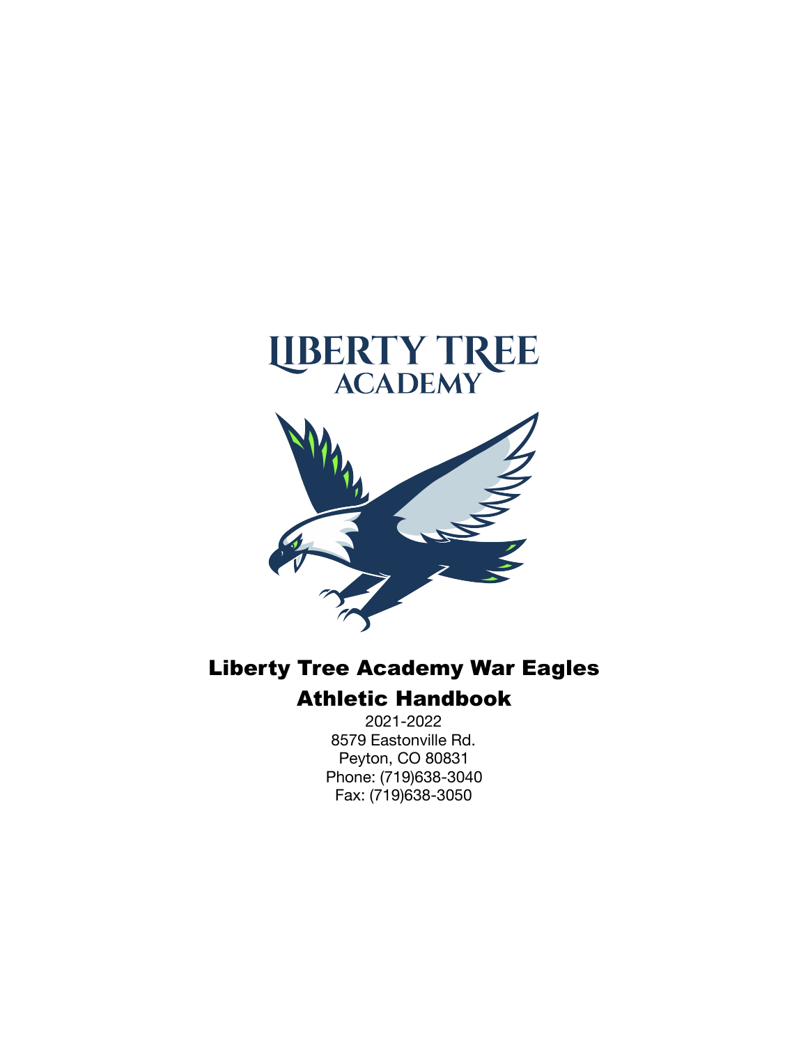LIBERTY TREE ACADEMY

# Liberty Tree Academy War Eagles

# Athletic Handbook

2021-2022
8579 Eastonville Rd.
Peyton, CO 80831
Phone: (719)638-3040
Fax: (719)638-3050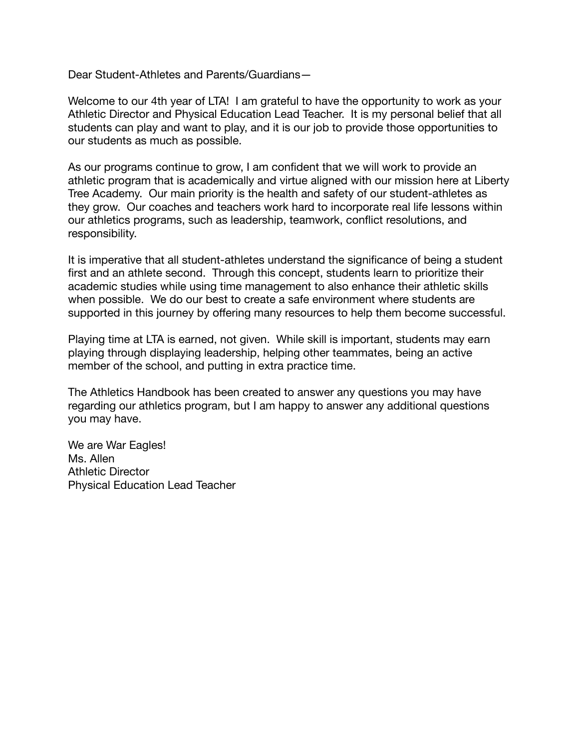Dear Student-Athletes and Parents/Guardians—

Welcome to our 4th year of LTA! I am grateful to have the opportunity to work as your Athletic Director and Physical Education Lead Teacher. It is my personal belief that all students can play and want to play, and it is our job to provide those opportunities to our students as much as possible.

As our programs continue to grow, I am confident that we will work to provide an athletic program that is academically and virtue aligned with our mission here at Liberty Tree Academy. Our main priority is the health and safety of our student-athletes as they grow. Our coaches and teachers work hard to incorporate real life lessons within our athletics programs, such as leadership, teamwork, conflict resolutions, and responsibility.

It is imperative that all student-athletes understand the significance of being a student first and an athlete second. Through this concept, students learn to prioritize their academic studies while using time management to also enhance their athletic skills when possible. We do our best to create a safe environment where students are supported in this journey by offering many resources to help them become successful.

Playing time at LTA is earned, not given. While skill is important, students may earn playing through displaying leadership, helping other teammates, being an active member of the school, and putting in extra practice time.

The Athletics Handbook has been created to answer any questions you may have regarding our athletics program, but I am happy to answer any additional questions you may have.

We are War Eagles!
Ms. Allen
Athletic Director
Physical Education Lead Teacher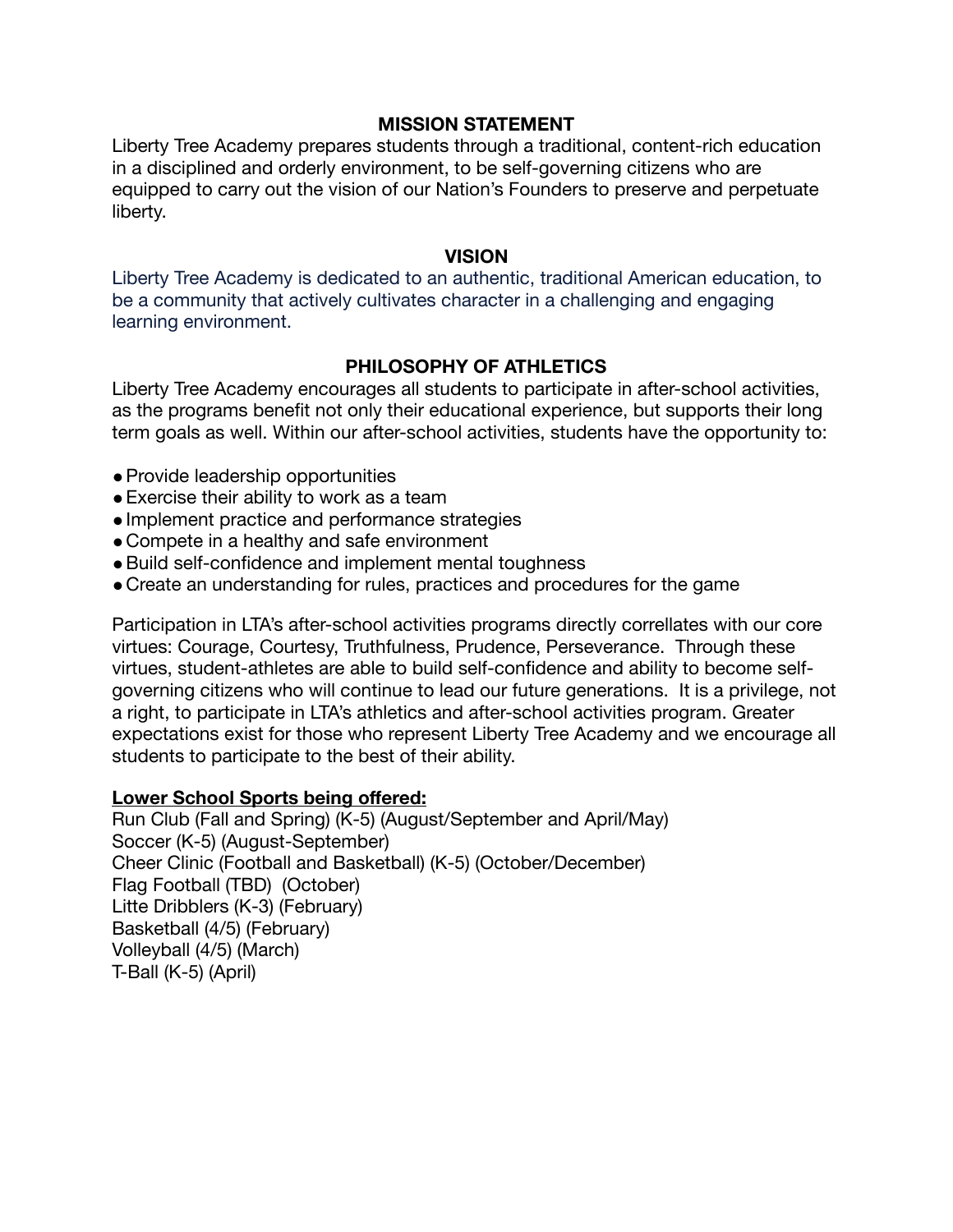## MISSION STATEMENT

Liberty Tree Academy prepares students through a traditional, content-rich education in a disciplined and orderly environment, to be self-governing citizens who are equipped to carry out the vision of our Nation's Founders to preserve and perpetuate liberty.

## VISION

Liberty Tree Academy is dedicated to an authentic, traditional American education, to be a community that actively cultivates character in a challenging and engaging learning environment.

## PHILOSOPHY OF ATHLETICS

Liberty Tree Academy encourages all students to participate in after-school activities, as the programs benefit not only their educational experience, but supports their long term goals as well. Within our after-school activities, students have the opportunity to:

- Provide leadership opportunities
- Exercise their ability to work as a team
- Implement practice and performance strategies
- Compete in a healthy and safe environment
- Build self-confidence and implement mental toughness
- Create an understanding for rules, practices and procedures for the game

Participation in LTA's after-school activities programs directly correllates with our core virtues: Courage, Courtesy, Truthfulness, Prudence, Perseverance. Through these virtues, student-athletes are able to build self-confidence and ability to become self-governing citizens who will continue to lead our future generations. It is a privilege, not a right, to participate in LTA's athletics and after-school activities program. Greater expectations exist for those who represent Liberty Tree Academy and we encourage all students to participate to the best of their ability.

**Lower School Sports being offered:**

Run Club (Fall and Spring) (K-5) (August/September and April/May)
Soccer (K-5) (August-September)
Cheer Clinic (Football and Basketball) (K-5) (October/December)
Flag Football (TBD) (October)
Litte Dribblers (K-3) (February)
Basketball (4/5) (February)
Volleyball (4/5) (March)
T-Ball (K-5) (April)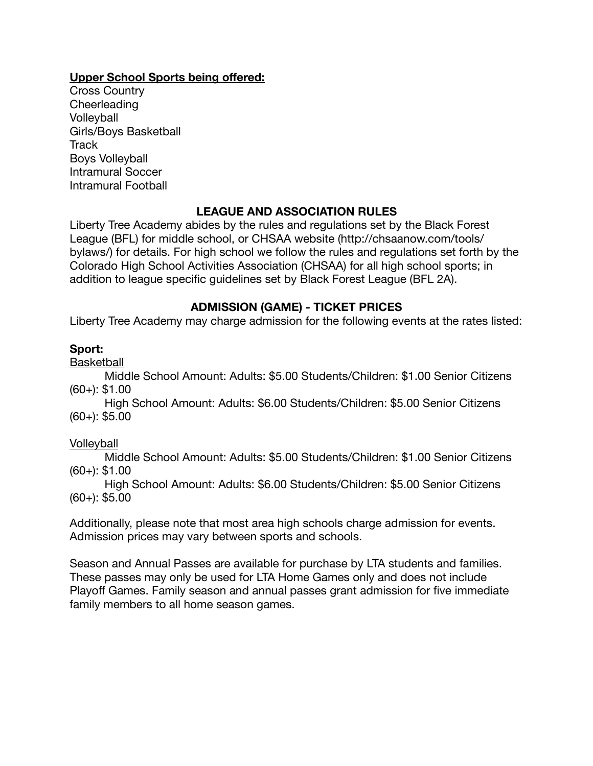**Upper School Sports being offered:**

Cross Country
Cheerleading
Volleyball
Girls/Boys Basketball
Track
Boys Volleyball
Intramural Soccer
Intramural Football

## LEAGUE AND ASSOCIATION RULES

Liberty Tree Academy abides by the rules and regulations set by the Black Forest League (BFL) for middle school, or CHSAA website (http://chsaanow.com/tools/bylaws/) for details. For high school we follow the rules and regulations set forth by the Colorado High School Activities Association (CHSAA) for all high school sports; in addition to league specific guidelines set by Black Forest League (BFL 2A).

## ADMISSION (GAME) - TICKET PRICES

Liberty Tree Academy may charge admission for the following events at the rates listed:

**Sport:**

Basketball

Middle School Amount: Adults: $5.00 Students/Children: $1.00 Senior Citizens (60+): $1.00

High School Amount: Adults: $6.00 Students/Children: $5.00 Senior Citizens (60+): $5.00

Volleyball

Middle School Amount: Adults: $5.00 Students/Children: $1.00 Senior Citizens (60+): $1.00

High School Amount: Adults: $6.00 Students/Children: $5.00 Senior Citizens (60+): $5.00

Additionally, please note that most area high schools charge admission for events. Admission prices may vary between sports and schools.

Season and Annual Passes are available for purchase by LTA students and families. These passes may only be used for LTA Home Games only and does not include Playoff Games. Family season and annual passes grant admission for five immediate family members to all home season games.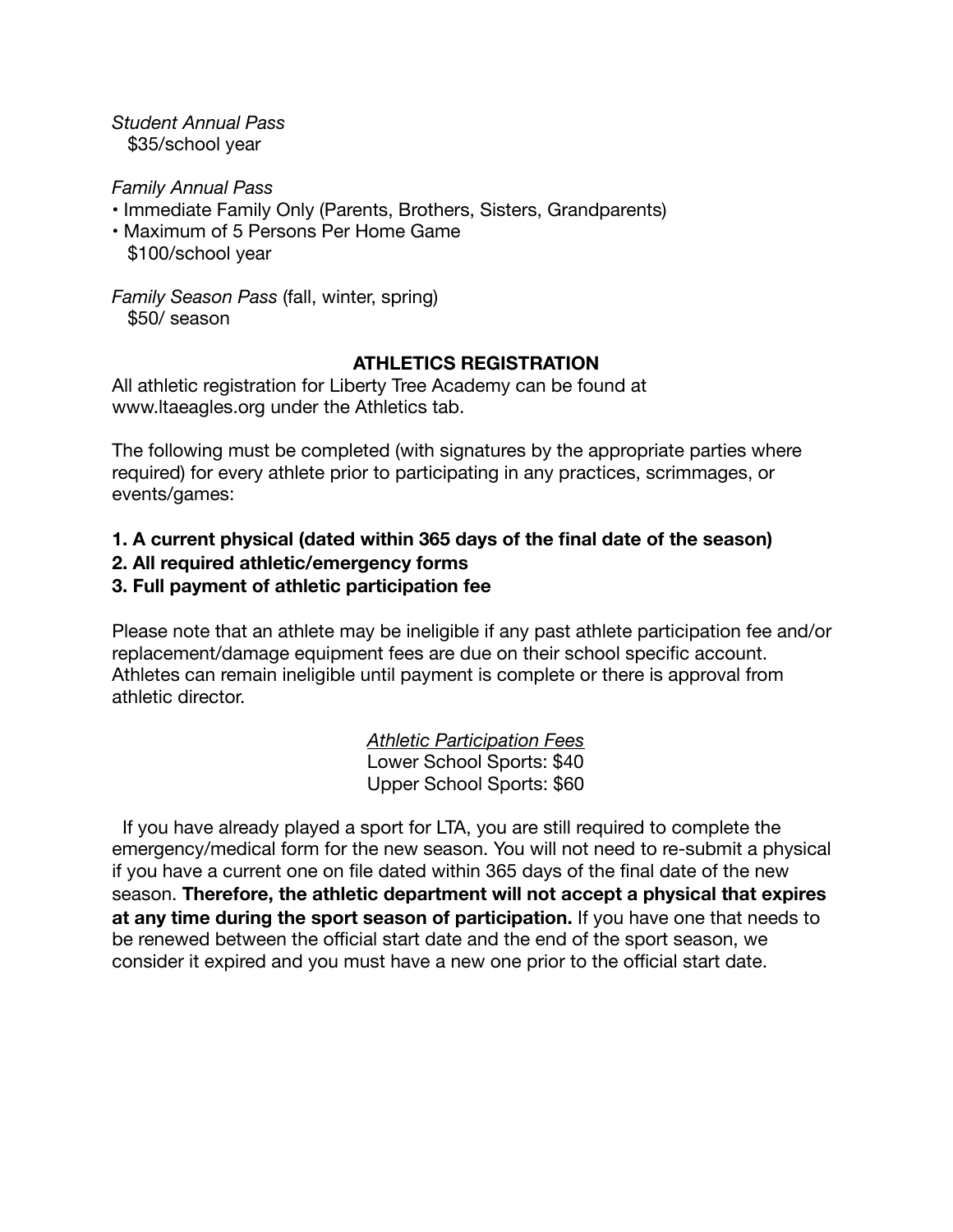*Student Annual Pass*
$35/school year

*Family Annual Pass*
- Immediate Family Only (Parents, Brothers, Sisters, Grandparents)
- Maximum of 5 Persons Per Home Game

$100/school year

*Family Season Pass* (fall, winter, spring)
$50/ season

## ATHLETICS REGISTRATION

All athletic registration for Liberty Tree Academy can be found at www.ltaeagles.org under the Athletics tab.

The following must be completed (with signatures by the appropriate parties where required) for every athlete prior to participating in any practices, scrimmages, or events/games:

**1. A current physical (dated within 365 days of the final date of the season)**
**2. All required athletic/emergency forms**
**3. Full payment of athletic participation fee**

Please note that an athlete may be ineligible if any past athlete participation fee and/or replacement/damage equipment fees are due on their school specific account. Athletes can remain ineligible until payment is complete or there is approval from athletic director.

*Athletic Participation Fees*
Lower School Sports: $40
Upper School Sports: $60

If you have already played a sport for LTA, you are still required to complete the emergency/medical form for the new season. You will not need to re-submit a physical if you have a current one on file dated within 365 days of the final date of the new season. **Therefore, the athletic department will not accept a physical that expires at any time during the sport season of participation.** If you have one that needs to be renewed between the official start date and the end of the sport season, we consider it expired and you must have a new one prior to the official start date.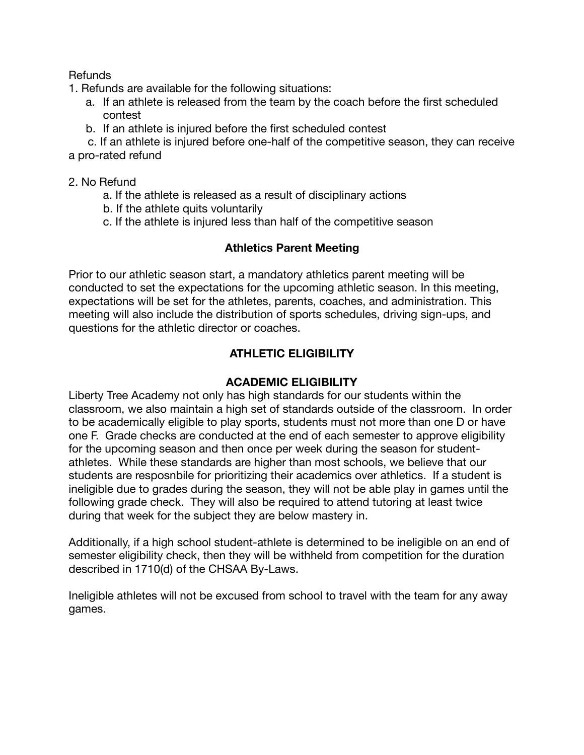Refunds

1. Refunds are available for the following situations:
   a. If an athlete is released from the team by the coach before the first scheduled contest
   b. If an athlete is injured before the first scheduled contest
   c. If an athlete is injured before one-half of the competitive season, they can receive a pro-rated refund

2. No Refund
   a. If the athlete is released as a result of disciplinary actions
   b. If the athlete quits voluntarily
   c. If the athlete is injured less than half of the competitive season

## Athletics Parent Meeting

Prior to our athletic season start, a mandatory athletics parent meeting will be conducted to set the expectations for the upcoming athletic season. In this meeting, expectations will be set for the athletes, parents, coaches, and administration. This meeting will also include the distribution of sports schedules, driving sign-ups, and questions for the athletic director or coaches.

## ATHLETIC ELIGIBILITY

### ACADEMIC ELIGIBILITY

Liberty Tree Academy not only has high standards for our students within the classroom, we also maintain a high set of standards outside of the classroom. In order to be academically eligible to play sports, students must not more than one D or have one F. Grade checks are conducted at the end of each semester to approve eligibility for the upcoming season and then once per week during the season for student-athletes. While these standards are higher than most schools, we believe that our students are resposnbile for prioritizing their academics over athletics. If a student is ineligible due to grades during the season, they will not be able play in games until the following grade check. They will also be required to attend tutoring at least twice during that week for the subject they are below mastery in.

Additionally, if a high school student-athlete is determined to be ineligible on an end of semester eligibility check, then they will be withheld from competition for the duration described in 1710(d) of the CHSAA By-Laws.

Ineligible athletes will not be excused from school to travel with the team for any away games.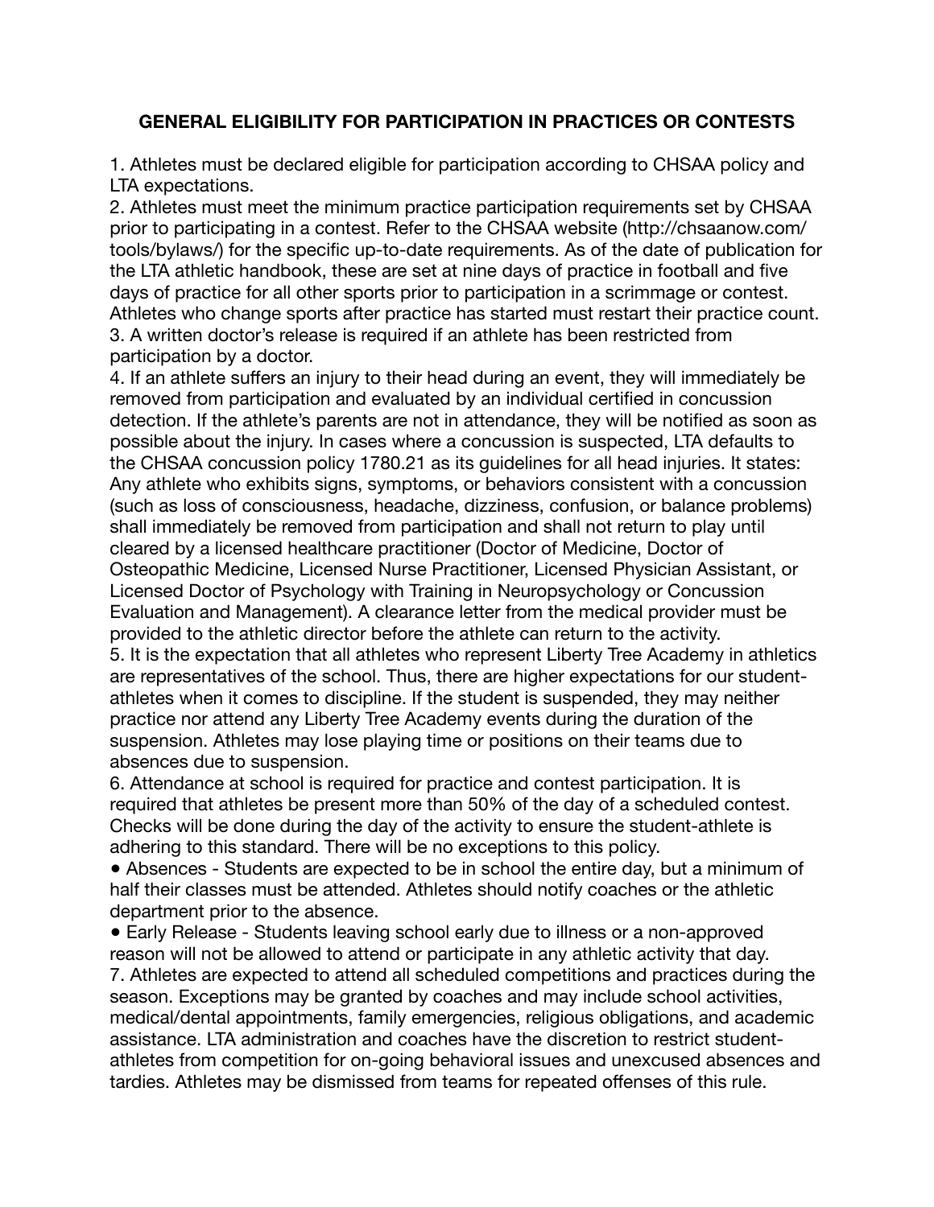## GENERAL ELIGIBILITY FOR PARTICIPATION IN PRACTICES OR CONTESTS

1. Athletes must be declared eligible for participation according to CHSAA policy and LTA expectations.
2. Athletes must meet the minimum practice participation requirements set by CHSAA prior to participating in a contest. Refer to the CHSAA website (http://chsaanow.com/tools/bylaws/) for the specific up-to-date requirements. As of the date of publication for the LTA athletic handbook, these are set at nine days of practice in football and five days of practice for all other sports prior to participation in a scrimmage or contest. Athletes who change sports after practice has started must restart their practice count.
3. A written doctor's release is required if an athlete has been restricted from participation by a doctor.
4. If an athlete suffers an injury to their head during an event, they will immediately be removed from participation and evaluated by an individual certified in concussion detection. If the athlete's parents are not in attendance, they will be notified as soon as possible about the injury. In cases where a concussion is suspected, LTA defaults to the CHSAA concussion policy 1780.21 as its guidelines for all head injuries. It states: Any athlete who exhibits signs, symptoms, or behaviors consistent with a concussion (such as loss of consciousness, headache, dizziness, confusion, or balance problems) shall immediately be removed from participation and shall not return to play until cleared by a licensed healthcare practitioner (Doctor of Medicine, Doctor of Osteopathic Medicine, Licensed Nurse Practitioner, Licensed Physician Assistant, or Licensed Doctor of Psychology with Training in Neuropsychology or Concussion Evaluation and Management). A clearance letter from the medical provider must be provided to the athletic director before the athlete can return to the activity.
5. It is the expectation that all athletes who represent Liberty Tree Academy in athletics are representatives of the school. Thus, there are higher expectations for our student-athletes when it comes to discipline. If the student is suspended, they may neither practice nor attend any Liberty Tree Academy events during the duration of the suspension. Athletes may lose playing time or positions on their teams due to absences due to suspension.
6. Attendance at school is required for practice and contest participation. It is required that athletes be present more than 50% of the day of a scheduled contest. Checks will be done during the day of the activity to ensure the student-athlete is adhering to this standard. There will be no exceptions to this policy.
   - Absences - Students are expected to be in school the entire day, but a minimum of half their classes must be attended. Athletes should notify coaches or the athletic department prior to the absence.
   - Early Release - Students leaving school early due to illness or a non-approved reason will not be allowed to attend or participate in any athletic activity that day.
7. Athletes are expected to attend all scheduled competitions and practices during the season. Exceptions may be granted by coaches and may include school activities, medical/dental appointments, family emergencies, religious obligations, and academic assistance. LTA administration and coaches have the discretion to restrict student-athletes from competition for on-going behavioral issues and unexcused absences and tardies. Athletes may be dismissed from teams for repeated offenses of this rule.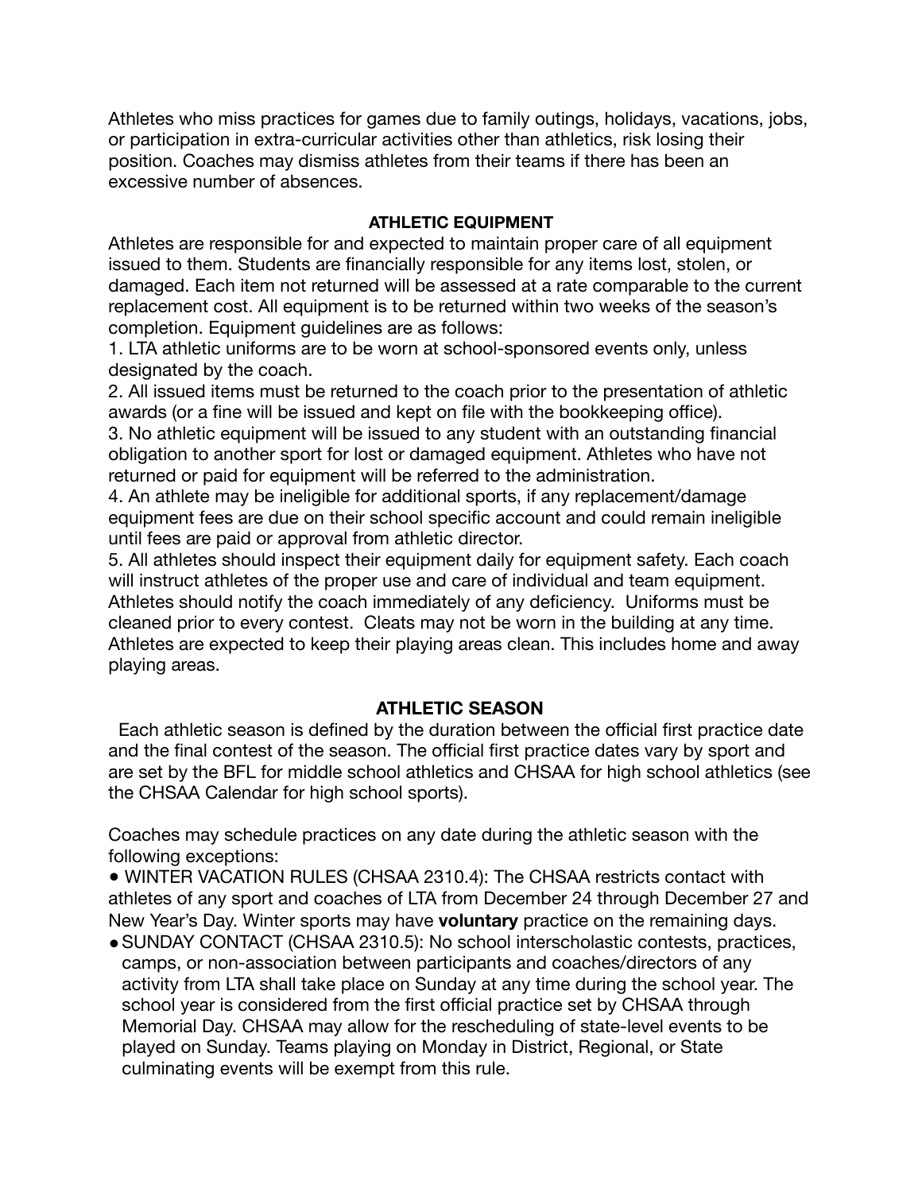Athletes who miss practices for games due to family outings, holidays, vacations, jobs, or participation in extra-curricular activities other than athletics, risk losing their position. Coaches may dismiss athletes from their teams if there has been an excessive number of absences.

## ATHLETIC EQUIPMENT

Athletes are responsible for and expected to maintain proper care of all equipment issued to them. Students are financially responsible for any items lost, stolen, or damaged. Each item not returned will be assessed at a rate comparable to the current replacement cost. All equipment is to be returned within two weeks of the season's completion. Equipment guidelines are as follows:

1. LTA athletic uniforms are to be worn at school-sponsored events only, unless designated by the coach.
2. All issued items must be returned to the coach prior to the presentation of athletic awards (or a fine will be issued and kept on file with the bookkeeping office).
3. No athletic equipment will be issued to any student with an outstanding financial obligation to another sport for lost or damaged equipment. Athletes who have not returned or paid for equipment will be referred to the administration.
4. An athlete may be ineligible for additional sports, if any replacement/damage equipment fees are due on their school specific account and could remain ineligible until fees are paid or approval from athletic director.
5. All athletes should inspect their equipment daily for equipment safety. Each coach will instruct athletes of the proper use and care of individual and team equipment. Athletes should notify the coach immediately of any deficiency. Uniforms must be cleaned prior to every contest. Cleats may not be worn in the building at any time. Athletes are expected to keep their playing areas clean. This includes home and away playing areas.

## ATHLETIC SEASON

Each athletic season is defined by the duration between the official first practice date and the final contest of the season. The official first practice dates vary by sport and are set by the BFL for middle school athletics and CHSAA for high school athletics (see the CHSAA Calendar for high school sports).

Coaches may schedule practices on any date during the athletic season with the following exceptions:

- WINTER VACATION RULES (CHSAA 2310.4): The CHSAA restricts contact with athletes of any sport and coaches of LTA from December 24 through December 27 and New Year's Day. Winter sports may have **voluntary** practice on the remaining days.
- SUNDAY CONTACT (CHSAA 2310.5): No school interscholastic contests, practices, camps, or non-association between participants and coaches/directors of any activity from LTA shall take place on Sunday at any time during the school year. The school year is considered from the first official practice set by CHSAA through Memorial Day. CHSAA may allow for the rescheduling of state-level events to be played on Sunday. Teams playing on Monday in District, Regional, or State culminating events will be exempt from this rule.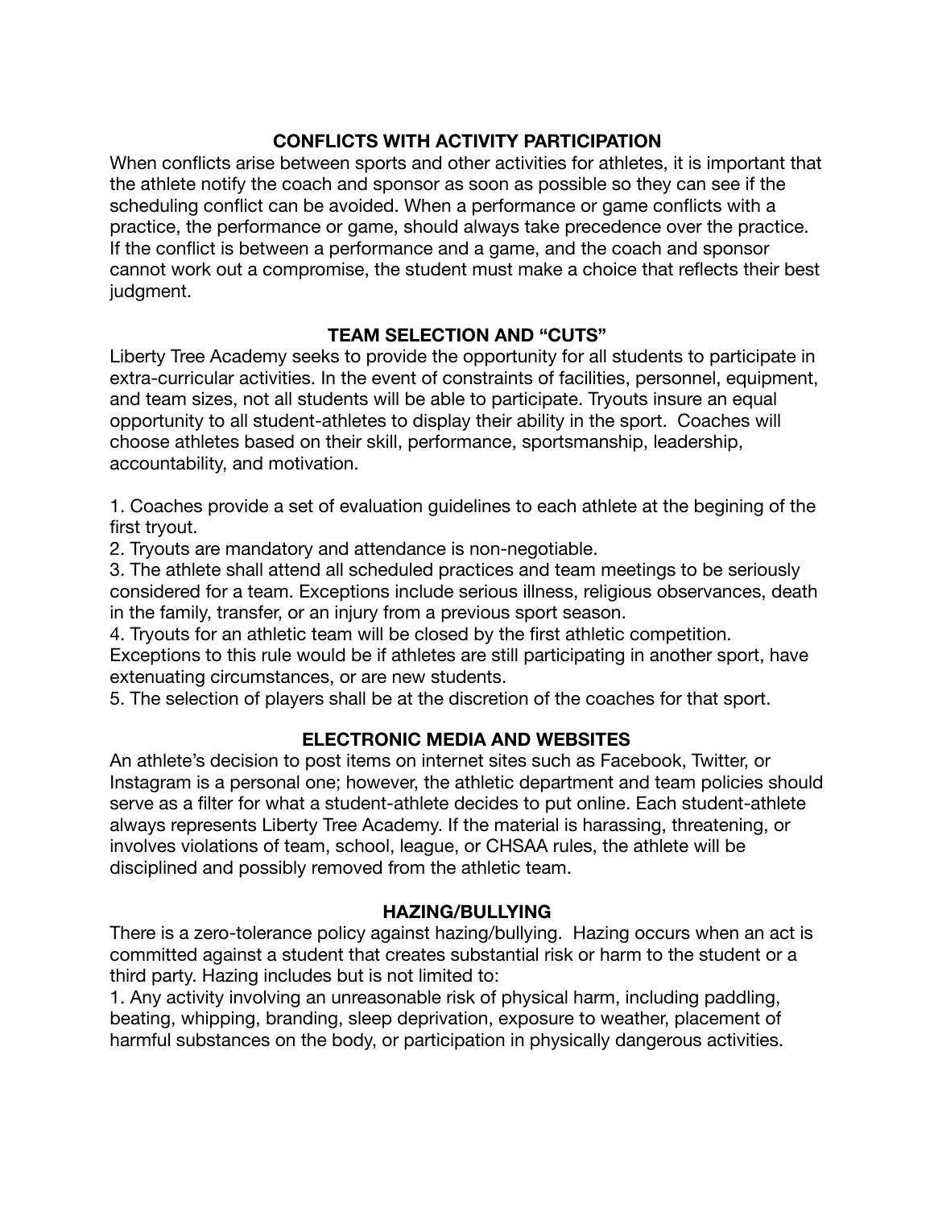## CONFLICTS WITH ACTIVITY PARTICIPATION

When conflicts arise between sports and other activities for athletes, it is important that the athlete notify the coach and sponsor as soon as possible so they can see if the scheduling conflict can be avoided. When a performance or game conflicts with a practice, the performance or game, should always take precedence over the practice. If the conflict is between a performance and a game, and the coach and sponsor cannot work out a compromise, the student must make a choice that reflects their best judgment.

## TEAM SELECTION AND "CUTS"

Liberty Tree Academy seeks to provide the opportunity for all students to participate in extra-curricular activities. In the event of constraints of facilities, personnel, equipment, and team sizes, not all students will be able to participate. Tryouts insure an equal opportunity to all student-athletes to display their ability in the sport. Coaches will choose athletes based on their skill, performance, sportsmanship, leadership, accountability, and motivation.

1. Coaches provide a set of evaluation guidelines to each athlete at the begining of the first tryout.
2. Tryouts are mandatory and attendance is non-negotiable.
3. The athlete shall attend all scheduled practices and team meetings to be seriously considered for a team. Exceptions include serious illness, religious observances, death in the family, transfer, or an injury from a previous sport season.
4. Tryouts for an athletic team will be closed by the first athletic competition. Exceptions to this rule would be if athletes are still participating in another sport, have extenuating circumstances, or are new students.
5. The selection of players shall be at the discretion of the coaches for that sport.

## ELECTRONIC MEDIA AND WEBSITES

An athlete's decision to post items on internet sites such as Facebook, Twitter, or Instagram is a personal one; however, the athletic department and team policies should serve as a filter for what a student-athlete decides to put online. Each student-athlete always represents Liberty Tree Academy. If the material is harassing, threatening, or involves violations of team, school, league, or CHSAA rules, the athlete will be disciplined and possibly removed from the athletic team.

## HAZING/BULLYING

There is a zero-tolerance policy against hazing/bullying. Hazing occurs when an act is committed against a student that creates substantial risk or harm to the student or a third party. Hazing includes but is not limited to:

1. Any activity involving an unreasonable risk of physical harm, including paddling, beating, whipping, branding, sleep deprivation, exposure to weather, placement of harmful substances on the body, or participation in physically dangerous activities.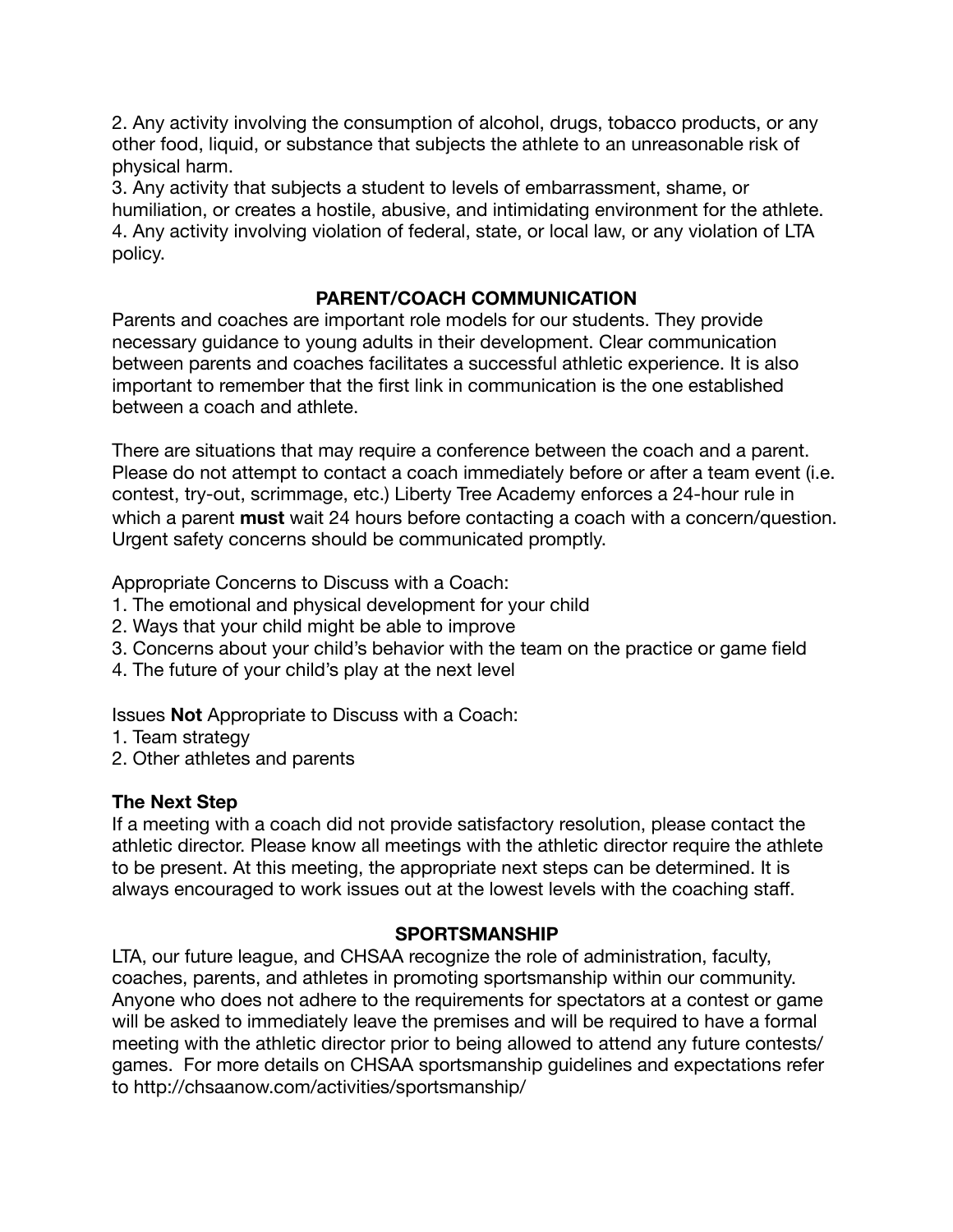2. Any activity involving the consumption of alcohol, drugs, tobacco products, or any other food, liquid, or substance that subjects the athlete to an unreasonable risk of physical harm.
3. Any activity that subjects a student to levels of embarrassment, shame, or humiliation, or creates a hostile, abusive, and intimidating environment for the athlete.
4. Any activity involving violation of federal, state, or local law, or any violation of LTA policy.

## PARENT/COACH COMMUNICATION

Parents and coaches are important role models for our students. They provide necessary guidance to young adults in their development. Clear communication between parents and coaches facilitates a successful athletic experience. It is also important to remember that the first link in communication is the one established between a coach and athlete.

There are situations that may require a conference between the coach and a parent. Please do not attempt to contact a coach immediately before or after a team event (i.e. contest, try-out, scrimmage, etc.) Liberty Tree Academy enforces a 24-hour rule in which a parent **must** wait 24 hours before contacting a coach with a concern/question. Urgent safety concerns should be communicated promptly.

Appropriate Concerns to Discuss with a Coach:

1. The emotional and physical development for your child
2. Ways that your child might be able to improve
3. Concerns about your child's behavior with the team on the practice or game field
4. The future of your child's play at the next level

Issues **Not** Appropriate to Discuss with a Coach:

1. Team strategy
2. Other athletes and parents

**The Next Step**

If a meeting with a coach did not provide satisfactory resolution, please contact the athletic director. Please know all meetings with the athletic director require the athlete to be present. At this meeting, the appropriate next steps can be determined. It is always encouraged to work issues out at the lowest levels with the coaching staff.

## SPORTSMANSHIP

LTA, our future league, and CHSAA recognize the role of administration, faculty, coaches, parents, and athletes in promoting sportsmanship within our community. Anyone who does not adhere to the requirements for spectators at a contest or game will be asked to immediately leave the premises and will be required to have a formal meeting with the athletic director prior to being allowed to attend any future contests/ games. For more details on CHSAA sportsmanship guidelines and expectations refer to http://chsaanow.com/activities/sportsmanship/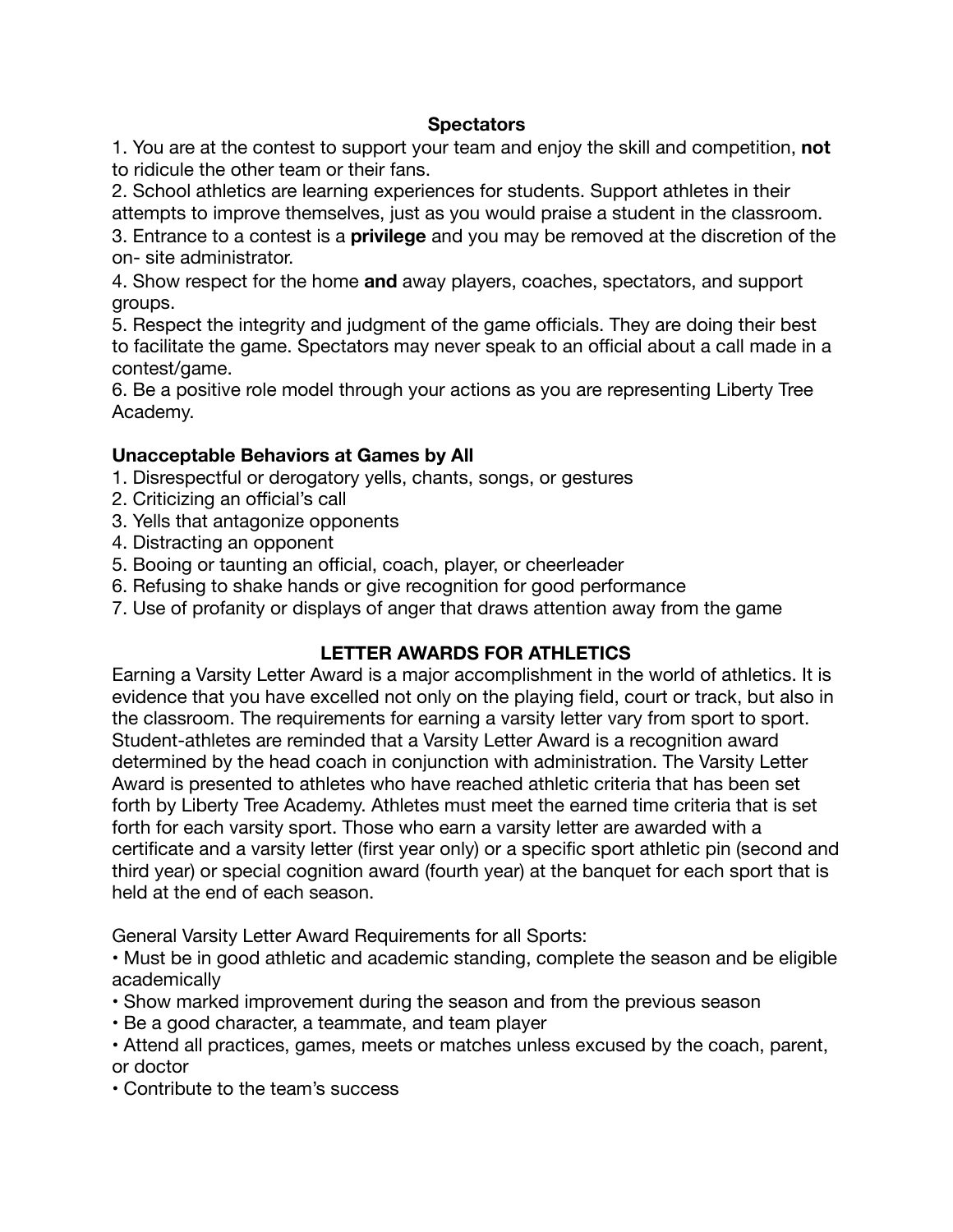## Spectators

1. You are at the contest to support your team and enjoy the skill and competition, **not** to ridicule the other team or their fans.
2. School athletics are learning experiences for students. Support athletes in their attempts to improve themselves, just as you would praise a student in the classroom.
3. Entrance to a contest is a **privilege** and you may be removed at the discretion of the on- site administrator.
4. Show respect for the home **and** away players, coaches, spectators, and support groups.
5. Respect the integrity and judgment of the game officials. They are doing their best to facilitate the game. Spectators may never speak to an official about a call made in a contest/game.
6. Be a positive role model through your actions as you are representing Liberty Tree Academy.

### Unacceptable Behaviors at Games by All

1. Disrespectful or derogatory yells, chants, songs, or gestures
2. Criticizing an official's call
3. Yells that antagonize opponents
4. Distracting an opponent
5. Booing or taunting an official, coach, player, or cheerleader
6. Refusing to shake hands or give recognition for good performance
7. Use of profanity or displays of anger that draws attention away from the game

## LETTER AWARDS FOR ATHLETICS

Earning a Varsity Letter Award is a major accomplishment in the world of athletics. It is evidence that you have excelled not only on the playing field, court or track, but also in the classroom. The requirements for earning a varsity letter vary from sport to sport. Student-athletes are reminded that a Varsity Letter Award is a recognition award determined by the head coach in conjunction with administration. The Varsity Letter Award is presented to athletes who have reached athletic criteria that has been set forth by Liberty Tree Academy. Athletes must meet the earned time criteria that is set forth for each varsity sport. Those who earn a varsity letter are awarded with a certificate and a varsity letter (first year only) or a specific sport athletic pin (second and third year) or special cognition award (fourth year) at the banquet for each sport that is held at the end of each season.

General Varsity Letter Award Requirements for all Sports:

- Must be in good athletic and academic standing, complete the season and be eligible academically
- Show marked improvement during the season and from the previous season
- Be a good character, a teammate, and team player
- Attend all practices, games, meets or matches unless excused by the coach, parent, or doctor
- Contribute to the team's success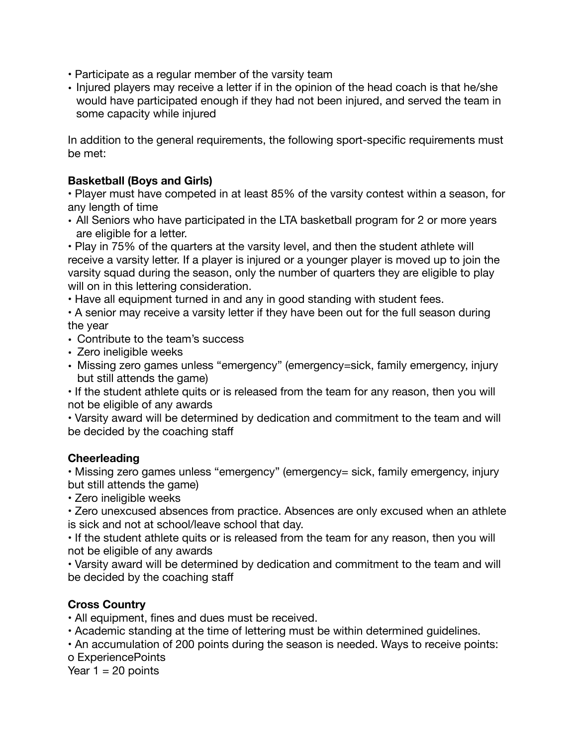- Participate as a regular member of the varsity team
- Injured players may receive a letter if in the opinion of the head coach is that he/she would have participated enough if they had not been injured, and served the team in some capacity while injured

In addition to the general requirements, the following sport-specific requirements must be met:

**Basketball (Boys and Girls)**

- Player must have competed in at least 85% of the varsity contest within a season, for any length of time
- All Seniors who have participated in the LTA basketball program for 2 or more years are eligible for a letter.
- Play in 75% of the quarters at the varsity level, and then the student athlete will receive a varsity letter. If a player is injured or a younger player is moved up to join the varsity squad during the season, only the number of quarters they are eligible to play will on in this lettering consideration.
- Have all equipment turned in and any in good standing with student fees.
- A senior may receive a varsity letter if they have been out for the full season during the year
- Contribute to the team's success
- Zero ineligible weeks
- Missing zero games unless "emergency" (emergency=sick, family emergency, injury but still attends the game)
- If the student athlete quits or is released from the team for any reason, then you will not be eligible of any awards
- Varsity award will be determined by dedication and commitment to the team and will be decided by the coaching staff

**Cheerleading**

- Missing zero games unless "emergency" (emergency= sick, family emergency, injury but still attends the game)
- Zero ineligible weeks
- Zero unexcused absences from practice. Absences are only excused when an athlete is sick and not at school/leave school that day.
- If the student athlete quits or is released from the team for any reason, then you will not be eligible of any awards
- Varsity award will be determined by dedication and commitment to the team and will be decided by the coaching staff

**Cross Country**

- All equipment, fines and dues must be received.
- Academic standing at the time of lettering must be within determined guidelines.
- An accumulation of 200 points during the season is needed. Ways to receive points:

o ExperiencePoints

Year 1 = 20 points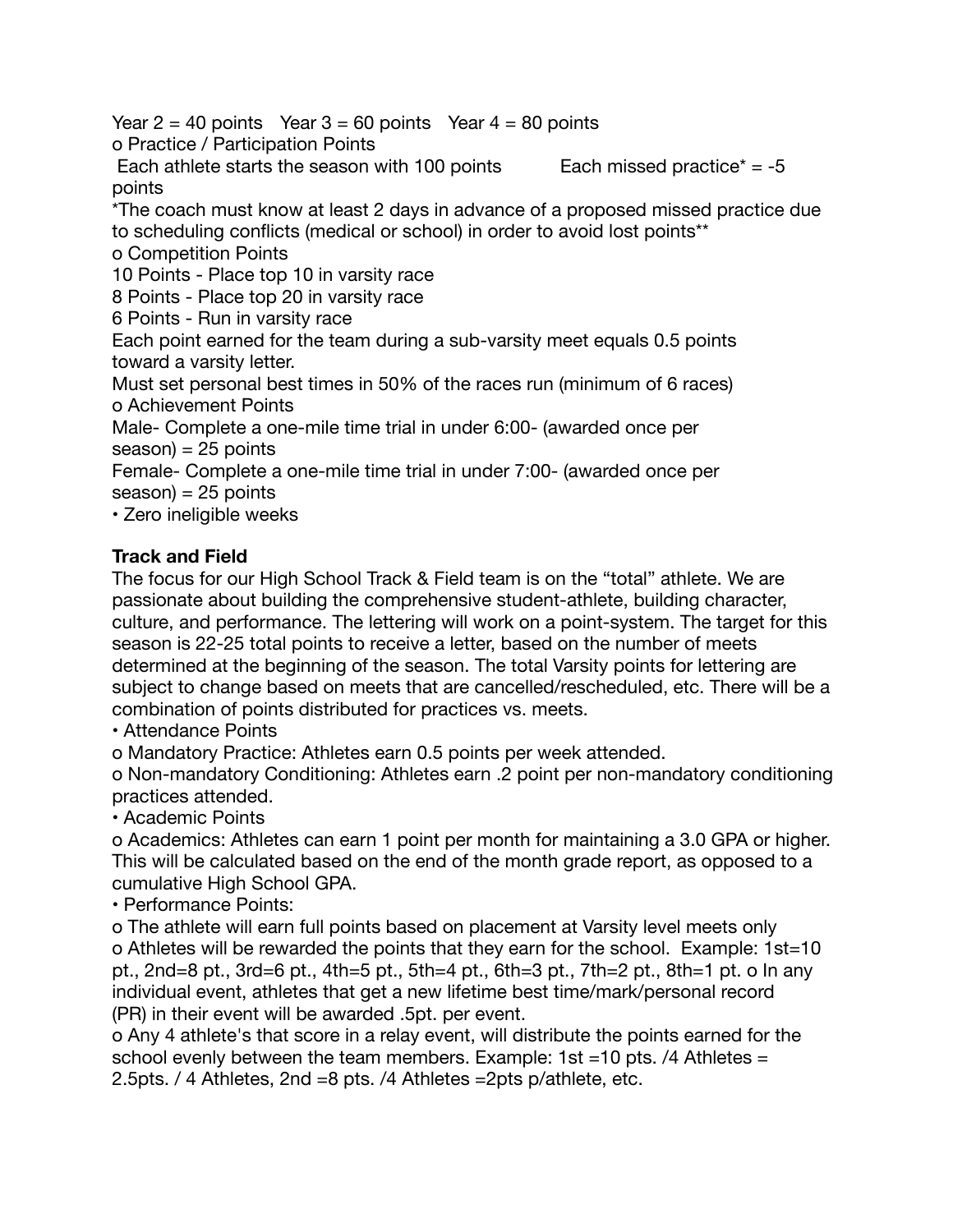Year 2 = 40 points Year 3 = 60 points Year 4 = 80 points

o Practice / Participation Points

Each athlete starts the season with 100 points Each missed practice* = -5 points

*The coach must know at least 2 days in advance of a proposed missed practice due to scheduling conflicts (medical or school) in order to avoid lost points**

o Competition Points

10 Points - Place top 10 in varsity race

8 Points - Place top 20 in varsity race

6 Points - Run in varsity race

Each point earned for the team during a sub-varsity meet equals 0.5 points toward a varsity letter.

Must set personal best times in 50% of the races run (minimum of 6 races)

o Achievement Points

Male- Complete a one-mile time trial in under 6:00- (awarded once per season) = 25 points

Female- Complete a one-mile time trial in under 7:00- (awarded once per season) = 25 points

• Zero ineligible weeks

**Track and Field**

The focus for our High School Track & Field team is on the "total" athlete. We are passionate about building the comprehensive student-athlete, building character, culture, and performance. The lettering will work on a point-system. The target for this season is 22-25 total points to receive a letter, based on the number of meets determined at the beginning of the season. The total Varsity points for lettering are subject to change based on meets that are cancelled/rescheduled, etc. There will be a combination of points distributed for practices vs. meets.

• Attendance Points

o Mandatory Practice: Athletes earn 0.5 points per week attended.

o Non-mandatory Conditioning: Athletes earn .2 point per non-mandatory conditioning practices attended.

• Academic Points

o Academics: Athletes can earn 1 point per month for maintaining a 3.0 GPA or higher. This will be calculated based on the end of the month grade report, as opposed to a cumulative High School GPA.

• Performance Points:

o The athlete will earn full points based on placement at Varsity level meets only

o Athletes will be rewarded the points that they earn for the school. Example: 1st=10 pt., 2nd=8 pt., 3rd=6 pt., 4th=5 pt., 5th=4 pt., 6th=3 pt., 7th=2 pt., 8th=1 pt. o In any individual event, athletes that get a new lifetime best time/mark/personal record (PR) in their event will be awarded .5pt. per event.

o Any 4 athlete's that score in a relay event, will distribute the points earned for the school evenly between the team members. Example: 1st =10 pts. /4 Athletes = 2.5pts. / 4 Athletes, 2nd =8 pts. /4 Athletes =2pts p/athlete, etc.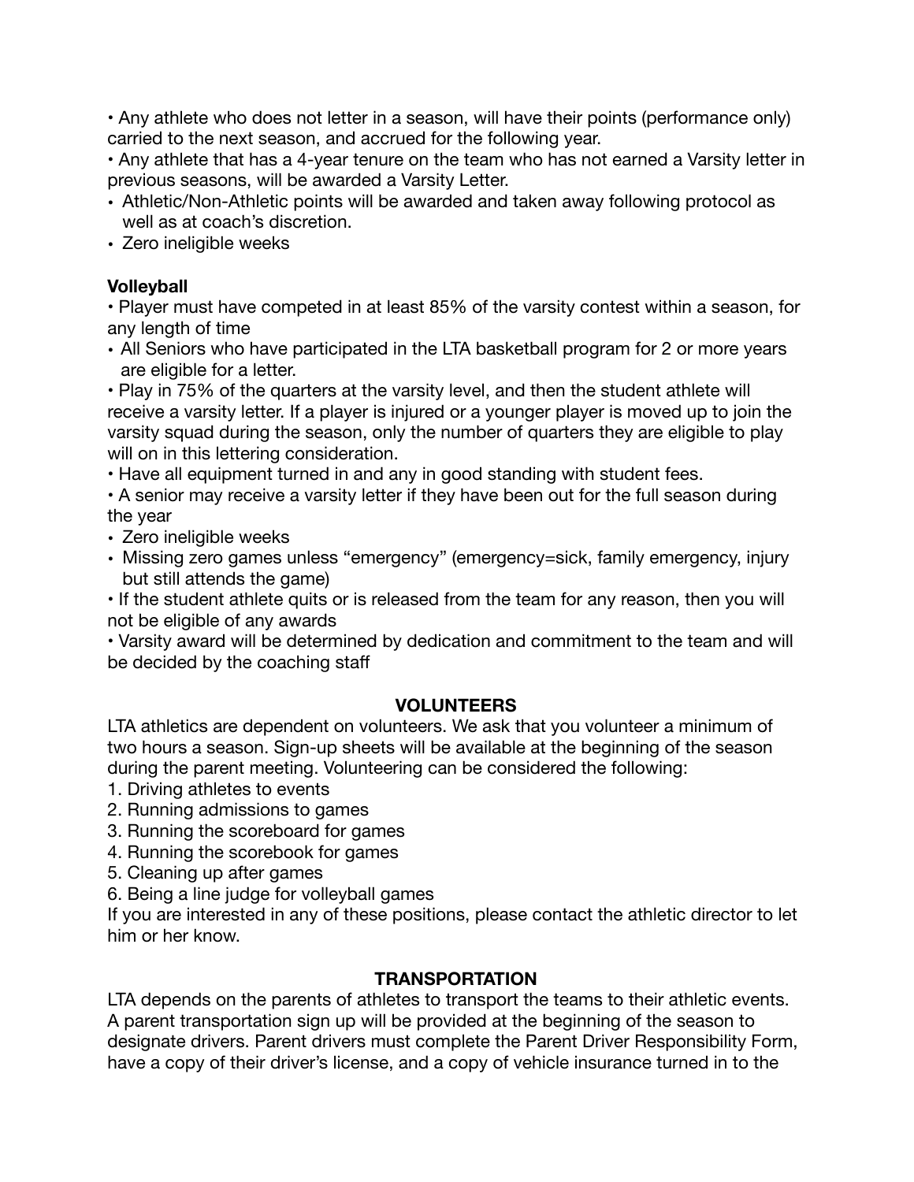- Any athlete who does not letter in a season, will have their points (performance only) carried to the next season, and accrued for the following year.
- Any athlete that has a 4-year tenure on the team who has not earned a Varsity letter in previous seasons, will be awarded a Varsity Letter.
- Athletic/Non-Athletic points will be awarded and taken away following protocol as well as at coach's discretion.
- Zero ineligible weeks

**Volleyball**

- Player must have competed in at least 85% of the varsity contest within a season, for any length of time
- All Seniors who have participated in the LTA basketball program for 2 or more years are eligible for a letter.
- Play in 75% of the quarters at the varsity level, and then the student athlete will receive a varsity letter. If a player is injured or a younger player is moved up to join the varsity squad during the season, only the number of quarters they are eligible to play will on in this lettering consideration.
- Have all equipment turned in and any in good standing with student fees.
- A senior may receive a varsity letter if they have been out for the full season during the year
- Zero ineligible weeks
- Missing zero games unless "emergency" (emergency=sick, family emergency, injury but still attends the game)
- If the student athlete quits or is released from the team for any reason, then you will not be eligible of any awards
- Varsity award will be determined by dedication and commitment to the team and will be decided by the coaching staff

## VOLUNTEERS

LTA athletics are dependent on volunteers. We ask that you volunteer a minimum of two hours a season. Sign-up sheets will be available at the beginning of the season during the parent meeting. Volunteering can be considered the following:

1. Driving athletes to events
2. Running admissions to games
3. Running the scoreboard for games
4. Running the scorebook for games
5. Cleaning up after games
6. Being a line judge for volleyball games

If you are interested in any of these positions, please contact the athletic director to let him or her know.

## TRANSPORTATION

LTA depends on the parents of athletes to transport the teams to their athletic events. A parent transportation sign up will be provided at the beginning of the season to designate drivers. Parent drivers must complete the Parent Driver Responsibility Form, have a copy of their driver's license, and a copy of vehicle insurance turned in to the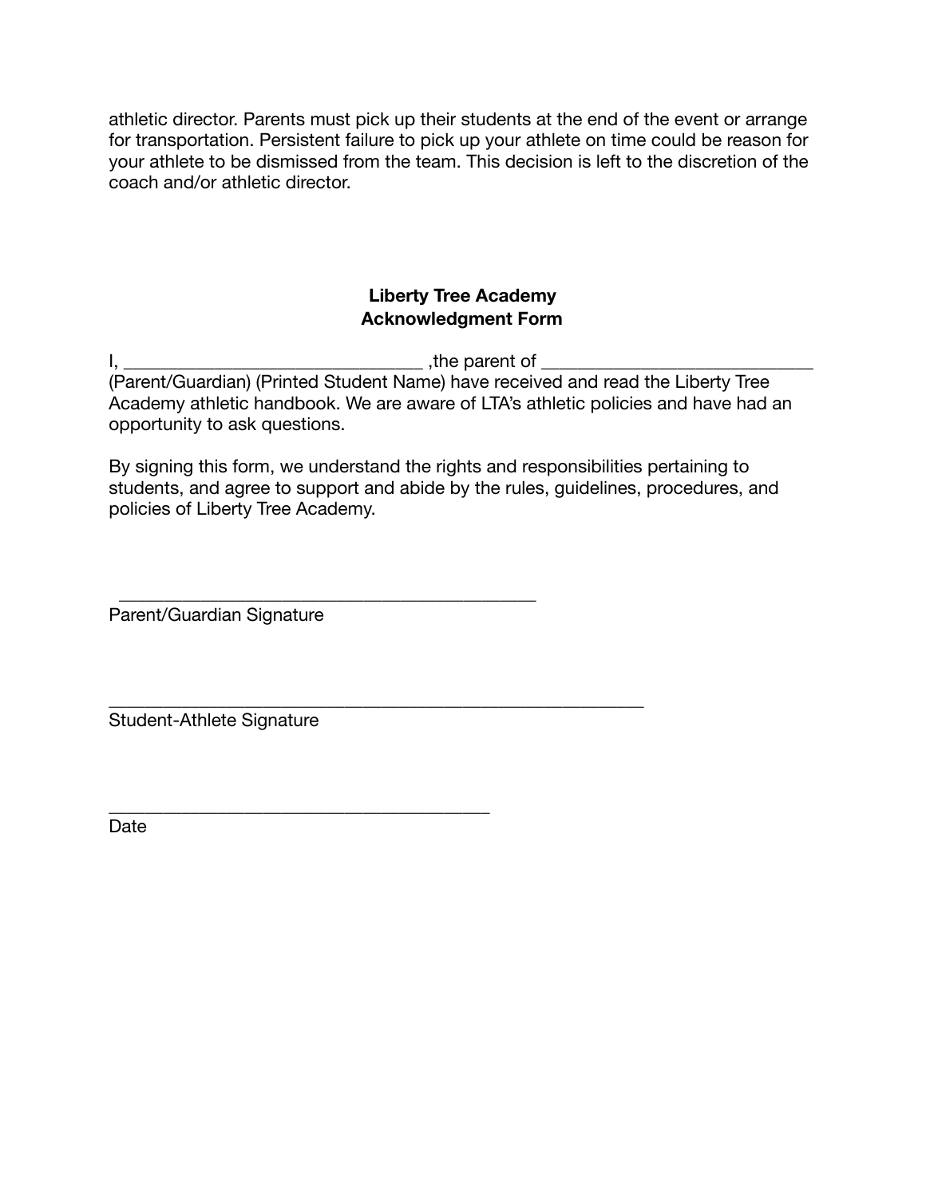athletic director. Parents must pick up their students at the end of the event or arrange for transportation. Persistent failure to pick up your athlete on time could be reason for your athlete to be dismissed from the team. This decision is left to the discretion of the coach and/or athletic director.

**Liberty Tree Academy**
**Acknowledgment Form**

I, ________________________________ ,the parent of ____________________________
(Parent/Guardian) (Printed Student Name) have received and read the Liberty Tree Academy athletic handbook. We are aware of LTA's athletic policies and have had an opportunity to ask questions.

By signing this form, we understand the rights and responsibilities pertaining to students, and agree to support and abide by the rules, guidelines, procedures, and policies of Liberty Tree Academy.

_____________________________________________
Parent/Guardian Signature

____________________________________________________________
Student-Athlete Signature

___________________________________________
Date